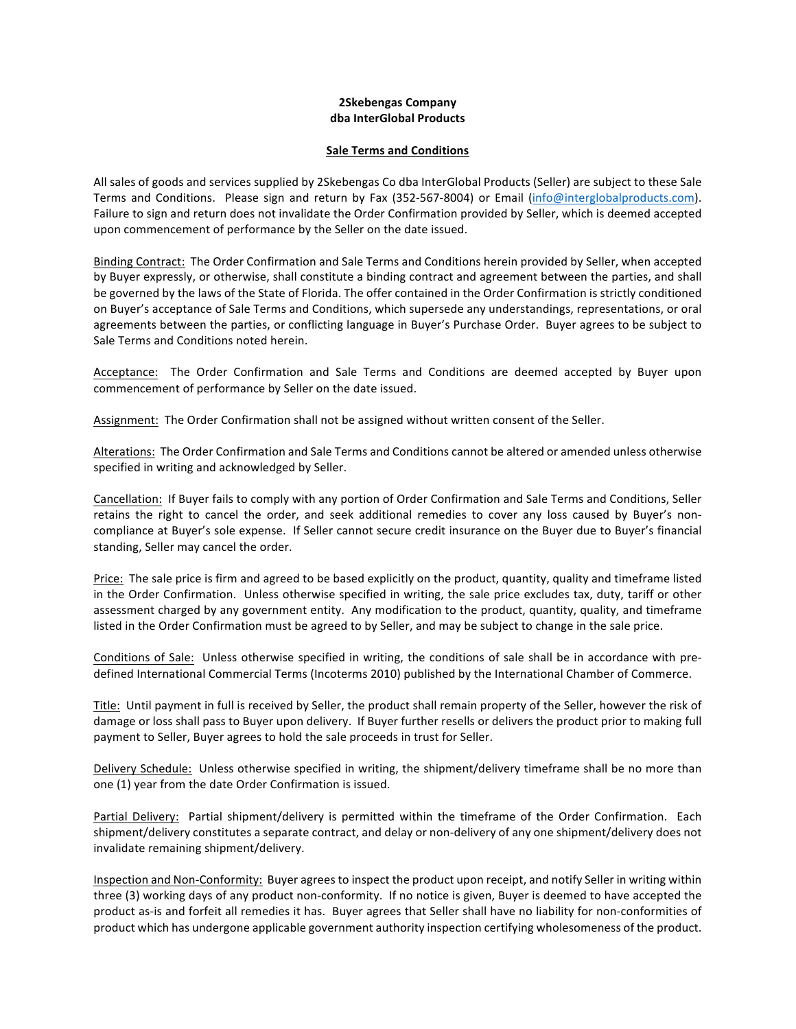**2Skebengas Company**
**dba InterGlobal Products**

**Sale Terms and Conditions**

All sales of goods and services supplied by 2Skebengas Co dba InterGlobal Products (Seller) are subject to these Sale Terms and Conditions. Please sign and return by Fax (352-567-8004) or Email (info@interglobalproducts.com). Failure to sign and return does not invalidate the Order Confirmation provided by Seller, which is deemed accepted upon commencement of performance by the Seller on the date issued.

Binding Contract: The Order Confirmation and Sale Terms and Conditions herein provided by Seller, when accepted by Buyer expressly, or otherwise, shall constitute a binding contract and agreement between the parties, and shall be governed by the laws of the State of Florida. The offer contained in the Order Confirmation is strictly conditioned on Buyer's acceptance of Sale Terms and Conditions, which supersede any understandings, representations, or oral agreements between the parties, or conflicting language in Buyer's Purchase Order. Buyer agrees to be subject to Sale Terms and Conditions noted herein.

Acceptance: The Order Confirmation and Sale Terms and Conditions are deemed accepted by Buyer upon commencement of performance by Seller on the date issued.

Assignment: The Order Confirmation shall not be assigned without written consent of the Seller.

Alterations: The Order Confirmation and Sale Terms and Conditions cannot be altered or amended unless otherwise specified in writing and acknowledged by Seller.

Cancellation: If Buyer fails to comply with any portion of Order Confirmation and Sale Terms and Conditions, Seller retains the right to cancel the order, and seek additional remedies to cover any loss caused by Buyer's non-compliance at Buyer's sole expense. If Seller cannot secure credit insurance on the Buyer due to Buyer's financial standing, Seller may cancel the order.

Price: The sale price is firm and agreed to be based explicitly on the product, quantity, quality and timeframe listed in the Order Confirmation. Unless otherwise specified in writing, the sale price excludes tax, duty, tariff or other assessment charged by any government entity. Any modification to the product, quantity, quality, and timeframe listed in the Order Confirmation must be agreed to by Seller, and may be subject to change in the sale price.

Conditions of Sale: Unless otherwise specified in writing, the conditions of sale shall be in accordance with pre-defined International Commercial Terms (Incoterms 2010) published by the International Chamber of Commerce.

Title: Until payment in full is received by Seller, the product shall remain property of the Seller, however the risk of damage or loss shall pass to Buyer upon delivery. If Buyer further resells or delivers the product prior to making full payment to Seller, Buyer agrees to hold the sale proceeds in trust for Seller.

Delivery Schedule: Unless otherwise specified in writing, the shipment/delivery timeframe shall be no more than one (1) year from the date Order Confirmation is issued.

Partial Delivery: Partial shipment/delivery is permitted within the timeframe of the Order Confirmation. Each shipment/delivery constitutes a separate contract, and delay or non-delivery of any one shipment/delivery does not invalidate remaining shipment/delivery.

Inspection and Non-Conformity: Buyer agrees to inspect the product upon receipt, and notify Seller in writing within three (3) working days of any product non-conformity. If no notice is given, Buyer is deemed to have accepted the product as-is and forfeit all remedies it has. Buyer agrees that Seller shall have no liability for non-conformities of product which has undergone applicable government authority inspection certifying wholesomeness of the product.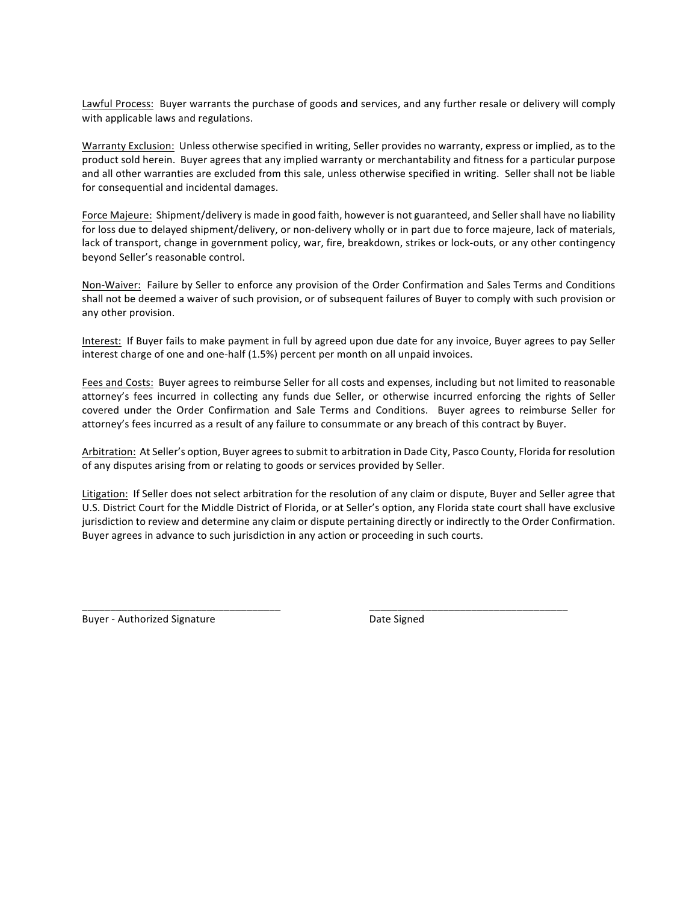<u>Lawful Process:</u> Buyer warrants the purchase of goods and services, and any further resale or delivery will comply with applicable laws and regulations.

<u>Warranty Exclusion:</u> Unless otherwise specified in writing, Seller provides no warranty, express or implied, as to the product sold herein. Buyer agrees that any implied warranty or merchantability and fitness for a particular purpose and all other warranties are excluded from this sale, unless otherwise specified in writing. Seller shall not be liable for consequential and incidental damages.

<u>Force Majeure:</u> Shipment/delivery is made in good faith, however is not guaranteed, and Seller shall have no liability for loss due to delayed shipment/delivery, or non-delivery wholly or in part due to force majeure, lack of materials, lack of transport, change in government policy, war, fire, breakdown, strikes or lock-outs, or any other contingency beyond Seller's reasonable control.

<u>Non-Waiver:</u> Failure by Seller to enforce any provision of the Order Confirmation and Sales Terms and Conditions shall not be deemed a waiver of such provision, or of subsequent failures of Buyer to comply with such provision or any other provision.

<u>Interest:</u> If Buyer fails to make payment in full by agreed upon due date for any invoice, Buyer agrees to pay Seller interest charge of one and one-half (1.5%) percent per month on all unpaid invoices.

<u>Fees and Costs:</u> Buyer agrees to reimburse Seller for all costs and expenses, including but not limited to reasonable attorney's fees incurred in collecting any funds due Seller, or otherwise incurred enforcing the rights of Seller covered under the Order Confirmation and Sale Terms and Conditions. Buyer agrees to reimburse Seller for attorney's fees incurred as a result of any failure to consummate or any breach of this contract by Buyer.

<u>Arbitration:</u> At Seller's option, Buyer agrees to submit to arbitration in Dade City, Pasco County, Florida for resolution of any disputes arising from or relating to goods or services provided by Seller.

<u>Litigation:</u> If Seller does not select arbitration for the resolution of any claim or dispute, Buyer and Seller agree that U.S. District Court for the Middle District of Florida, or at Seller's option, any Florida state court shall have exclusive jurisdiction to review and determine any claim or dispute pertaining directly or indirectly to the Order Confirmation. Buyer agrees in advance to such jurisdiction in any action or proceeding in such courts.

___________________________________ ___________________________________

Buyer - Authorized Signature Date Signed